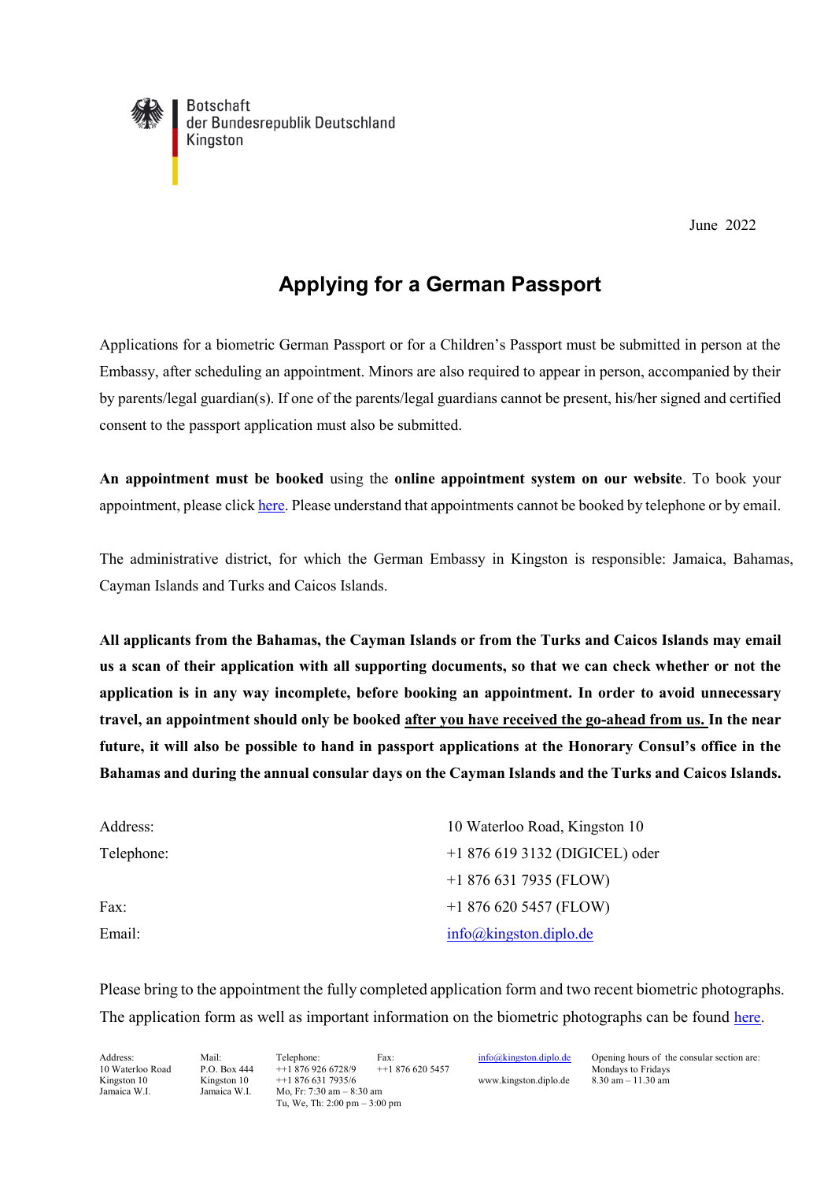Botschaft
der Bundesrepublik Deutschland
Kingston

June 2022

# Applying for a German Passport

Applications for a biometric German Passport or for a Children's Passport must be submitted in person at the Embassy, after scheduling an appointment. Minors are also required to appear in person, accompanied by their by parents/legal guardian(s). If one of the parents/legal guardians cannot be present, his/her signed and certified consent to the passport application must also be submitted.

**An appointment must be booked** using the **online appointment system on our website**. To book your appointment, please click here. Please understand that appointments cannot be booked by telephone or by email.

The administrative district, for which the German Embassy in Kingston is responsible: Jamaica, Bahamas, Cayman Islands and Turks and Caicos Islands.

**All applicants from the Bahamas, the Cayman Islands or from the Turks and Caicos Islands may email us a scan of their application with all supporting documents, so that we can check whether or not the application is in any way incomplete, before booking an appointment. In order to avoid unnecessary travel, an appointment should only be booked after you have received the go-ahead from us. In the near future, it will also be possible to hand in passport applications at the Honorary Consul's office in the Bahamas and during the annual consular days on the Cayman Islands and the Turks and Caicos Islands.**

| | |
|---|---|
| Address: | 10 Waterloo Road, Kingston 10 |
| Telephone: | +1 876 619 3132 (DIGICEL) oder |
| | +1 876 631 7935 (FLOW) |
| Fax: | +1 876 620 5457 (FLOW) |
| Email: | info@kingston.diplo.de |

Please bring to the appointment the fully completed application form and two recent biometric photographs. The application form as well as important information on the biometric photographs can be found here.

Address:
10 Waterloo Road
Kingston 10
Jamaica W.I.

Mail:
P.O. Box 444
Kingston 10
Jamaica W.I.

Telephone:
++1 876 926 6728/9
++1 876 631 7935/6
Mo, Fr: 7:30 am – 8:30 am
Tu, We, Th: 2:00 pm – 3:00 pm

Fax:
++1 876 620 5457

info@kingston.diplo.de
www.kingston.diplo.de

Opening hours of the consular section are:
Mondays to Fridays
8.30 am – 11.30 am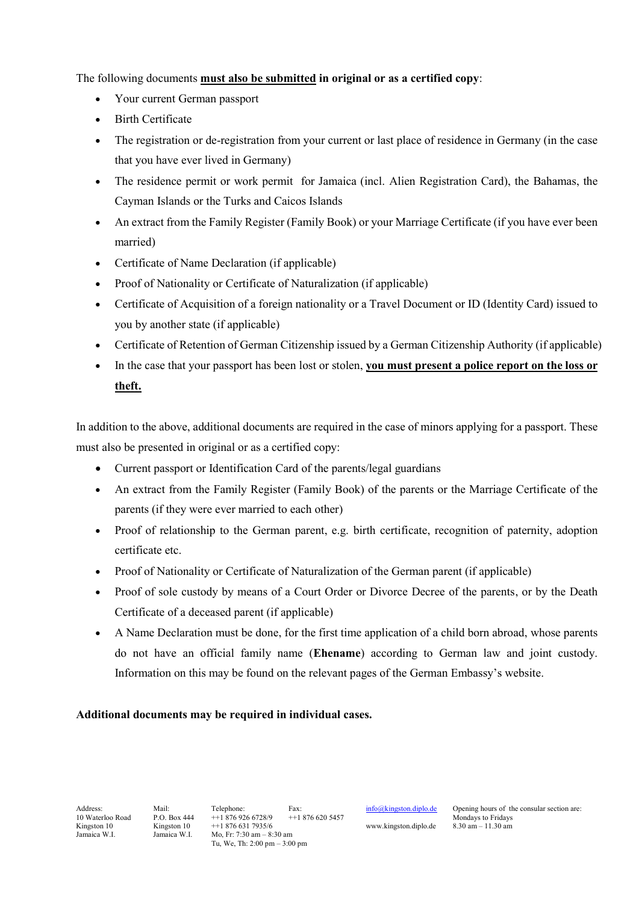The following documents **must also be submitted in original or as a certified copy**:

- Your current German passport
- Birth Certificate
- The registration or de-registration from your current or last place of residence in Germany (in the case that you have ever lived in Germany)
- The residence permit or work permit for Jamaica (incl. Alien Registration Card), the Bahamas, the Cayman Islands or the Turks and Caicos Islands
- An extract from the Family Register (Family Book) or your Marriage Certificate (if you have ever been married)
- Certificate of Name Declaration (if applicable)
- Proof of Nationality or Certificate of Naturalization (if applicable)
- Certificate of Acquisition of a foreign nationality or a Travel Document or ID (Identity Card) issued to you by another state (if applicable)
- Certificate of Retention of German Citizenship issued by a German Citizenship Authority (if applicable)
- In the case that your passport has been lost or stolen, **you must present a police report on the loss or theft.**

In addition to the above, additional documents are required in the case of minors applying for a passport. These must also be presented in original or as a certified copy:

- Current passport or Identification Card of the parents/legal guardians
- An extract from the Family Register (Family Book) of the parents or the Marriage Certificate of the parents (if they were ever married to each other)
- Proof of relationship to the German parent, e.g. birth certificate, recognition of paternity, adoption certificate etc.
- Proof of Nationality or Certificate of Naturalization of the German parent (if applicable)
- Proof of sole custody by means of a Court Order or Divorce Decree of the parents, or by the Death Certificate of a deceased parent (if applicable)
- A Name Declaration must be done, for the first time application of a child born abroad, whose parents do not have an official family name (**Ehename**) according to German law and joint custody. Information on this may be found on the relevant pages of the German Embassy's website.

**Additional documents may be required in individual cases.**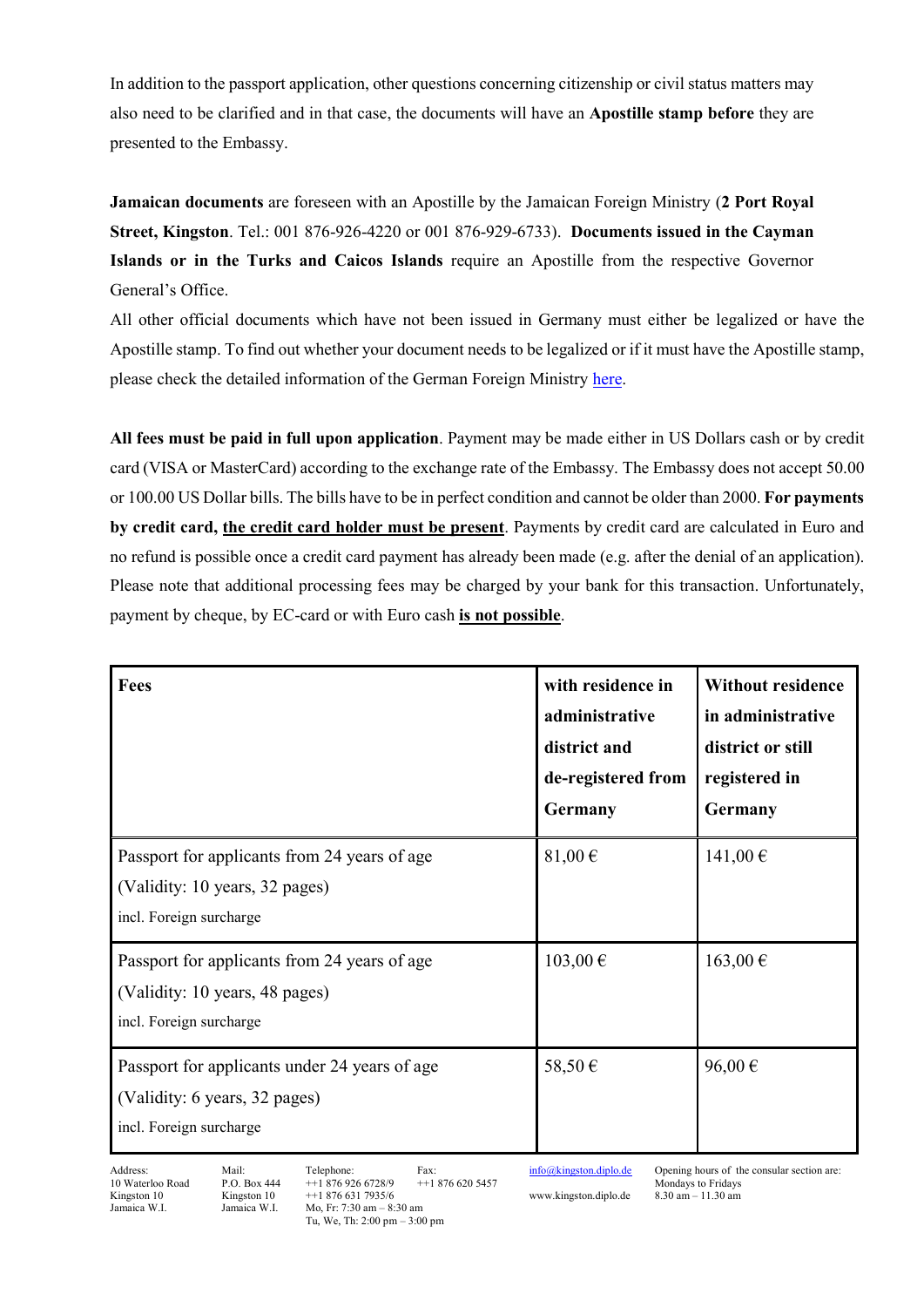In addition to the passport application, other questions concerning citizenship or civil status matters may also need to be clarified and in that case, the documents will have an **Apostille stamp before** they are presented to the Embassy.

**Jamaican documents** are foreseen with an Apostille by the Jamaican Foreign Ministry (**2 Port Royal Street, Kingston**. Tel.: 001 876-926-4220 or 001 876-929-6733). **Documents issued in the Cayman Islands or in the Turks and Caicos Islands** require an Apostille from the respective Governor General's Office.

All other official documents which have not been issued in Germany must either be legalized or have the Apostille stamp. To find out whether your document needs to be legalized or if it must have the Apostille stamp, please check the detailed information of the German Foreign Ministry [here](here).

**All fees must be paid in full upon application**. Payment may be made either in US Dollars cash or by credit card (VISA or MasterCard) according to the exchange rate of the Embassy. The Embassy does not accept 50.00 or 100.00 US Dollar bills. The bills have to be in perfect condition and cannot be older than 2000. **For payments by credit card, <u>the credit card holder must be present</u>**. Payments by credit card are calculated in Euro and no refund is possible once a credit card payment has already been made (e.g. after the denial of an application). Please note that additional processing fees may be charged by your bank for this transaction. Unfortunately, payment by cheque, by EC-card or with Euro cash **<u>is not possible</u>**.

| **Fees** | **with residence in administrative district and de-registered from Germany** | **Without residence in administrative district or still registered in Germany** |
|---|---|---|
| Passport for applicants from 24 years of age (Validity: 10 years, 32 pages) incl. Foreign surcharge | 81,00 € | 141,00 € |
| Passport for applicants from 24 years of age (Validity: 10 years, 48 pages) incl. Foreign surcharge | 103,00 € | 163,00 € |
| Passport for applicants under 24 years of age (Validity: 6 years, 32 pages) incl. Foreign surcharge | 58,50 € | 96,00 € |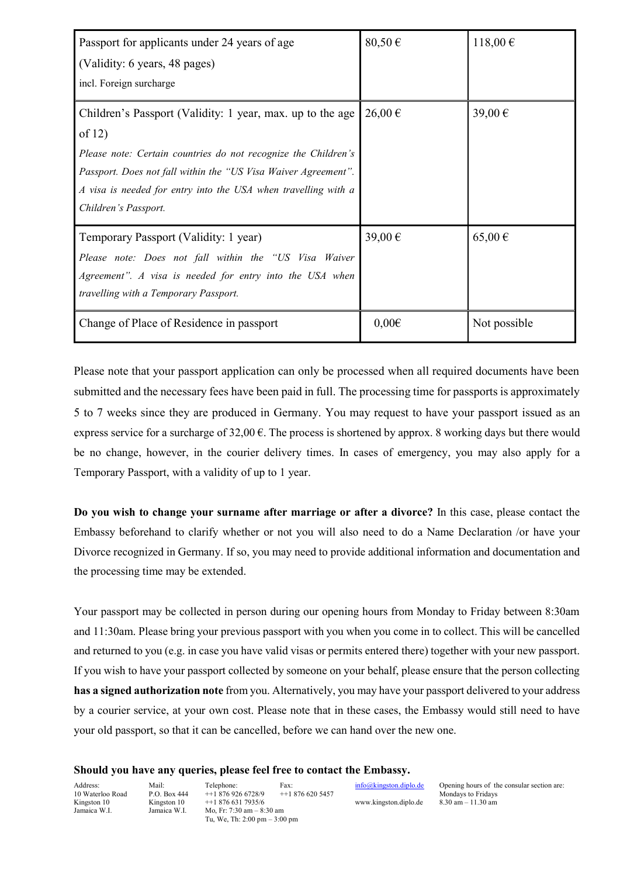| | | |
|---|---|---|
| Passport for applicants under 24 years of age (Validity: 6 years, 48 pages) incl. Foreign surcharge | 80,50 € | 118,00 € |
| Children's Passport (Validity: 1 year, max. up to the age of 12) *Please note: Certain countries do not recognize the Children's Passport. Does not fall within the "US Visa Waiver Agreement". A visa is needed for entry into the USA when travelling with a Children's Passport.* | 26,00 € | 39,00 € |
| Temporary Passport (Validity: 1 year) *Please note: Does not fall within the "US Visa Waiver Agreement". A visa is needed for entry into the USA when travelling with a Temporary Passport.* | 39,00 € | 65,00 € |
| Change of Place of Residence in passport | 0,00€ | Not possible |

Please note that your passport application can only be processed when all required documents have been submitted and the necessary fees have been paid in full. The processing time for passports is approximately 5 to 7 weeks since they are produced in Germany. You may request to have your passport issued as an express service for a surcharge of 32,00 €. The process is shortened by approx. 8 working days but there would be no change, however, in the courier delivery times. In cases of emergency, you may also apply for a Temporary Passport, with a validity of up to 1 year.

**Do you wish to change your surname after marriage or after a divorce?** In this case, please contact the Embassy beforehand to clarify whether or not you will also need to do a Name Declaration /or have your Divorce recognized in Germany. If so, you may need to provide additional information and documentation and the processing time may be extended.

Your passport may be collected in person during our opening hours from Monday to Friday between 8:30am and 11:30am. Please bring your previous passport with you when you come in to collect. This will be cancelled and returned to you (e.g. in case you have valid visas or permits entered there) together with your new passport. If you wish to have your passport collected by someone on your behalf, please ensure that the person collecting **has a signed authorization note** from you. Alternatively, you may have your passport delivered to your address by a courier service, at your own cost. Please note that in these cases, the Embassy would still need to have your old passport, so that it can be cancelled, before we can hand over the new one.

**Should you have any queries, please feel free to contact the Embassy.**

Address:
10 Waterloo Road
Kingston 10
Jamaica W.I.

Mail:
P.O. Box 444
Kingston 10
Jamaica W.I.

Telephone:
++1 876 926 6728/9
++1 876 631 7935/6
Mo, Fr: 7:30 am – 8:30 am
Tu, We, Th: 2:00 pm – 3:00 pm

Fax:
++1 876 620 5457

info@kingston.diplo.de
www.kingston.diplo.de

Opening hours of the consular section are:
Mondays to Fridays
8.30 am – 11.30 am